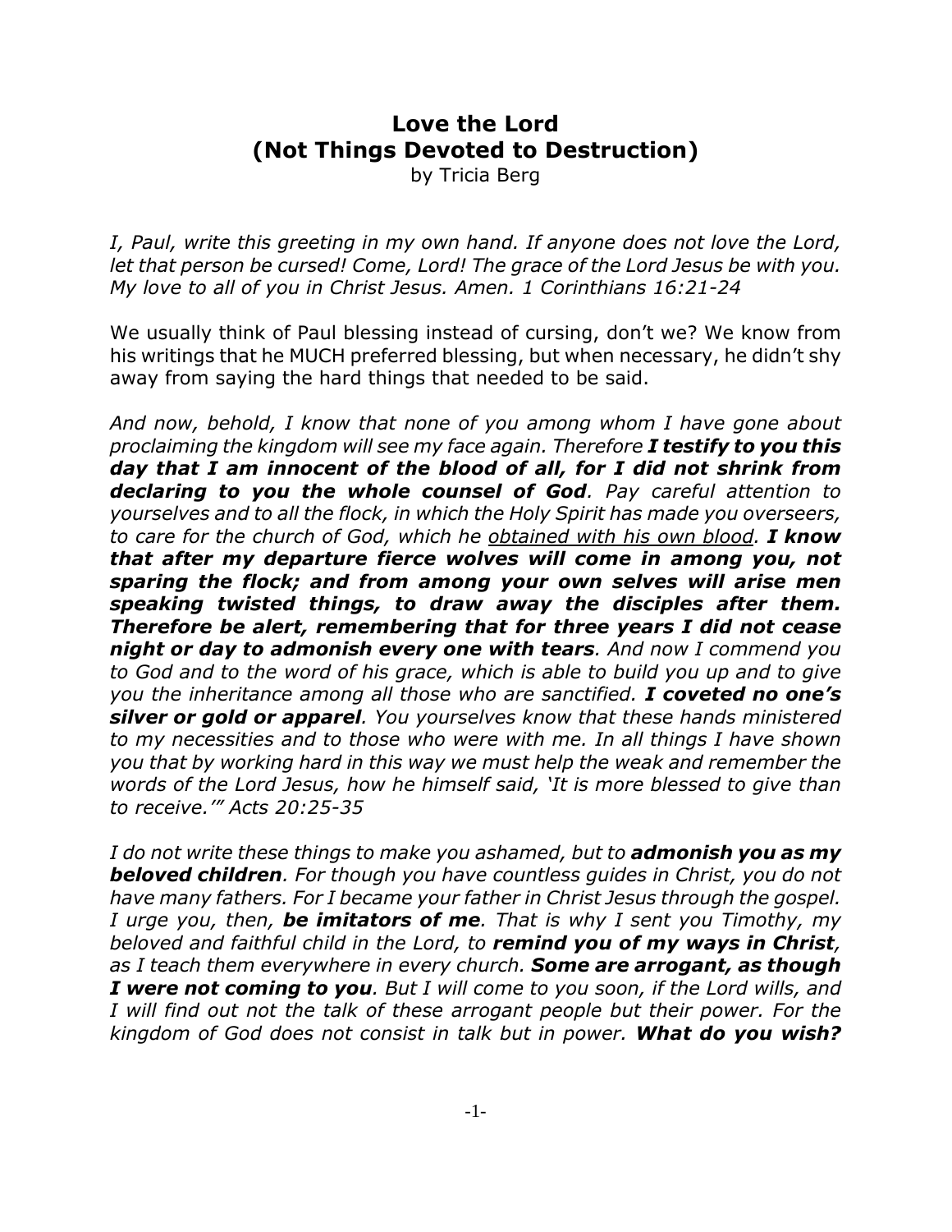# Love the Lord
# (Not Things Devoted to Destruction)

by Tricia Berg

*I, Paul, write this greeting in my own hand. If anyone does not love the Lord, let that person be cursed! Come, Lord! The grace of the Lord Jesus be with you. My love to all of you in Christ Jesus. Amen. 1 Corinthians 16:21-24*

We usually think of Paul blessing instead of cursing, don't we? We know from his writings that he MUCH preferred blessing, but when necessary, he didn't shy away from saying the hard things that needed to be said.

*And now, behold, I know that none of you among whom I have gone about proclaiming the kingdom will see my face again. Therefore* ***I testify to you this day that I am innocent of the blood of all, for I did not shrink from declaring to you the whole counsel of God****. Pay careful attention to yourselves and to all the flock, in which the Holy Spirit has made you overseers, to care for the church of God, which he <u>obtained with his own blood</u>.* ***I know that after my departure fierce wolves will come in among you, not sparing the flock; and from among your own selves will arise men speaking twisted things, to draw away the disciples after them. Therefore be alert, remembering that for three years I did not cease night or day to admonish every one with tears****. And now I commend you to God and to the word of his grace, which is able to build you up and to give you the inheritance among all those who are sanctified.* ***I coveted no one's silver or gold or apparel****. You yourselves know that these hands ministered to my necessities and to those who were with me. In all things I have shown you that by working hard in this way we must help the weak and remember the words of the Lord Jesus, how he himself said, 'It is more blessed to give than to receive.'" Acts 20:25-35*

*I do not write these things to make you ashamed, but to* ***admonish you as my beloved children****. For though you have countless guides in Christ, you do not have many fathers. For I became your father in Christ Jesus through the gospel. I urge you, then,* ***be imitators of me****. That is why I sent you Timothy, my beloved and faithful child in the Lord, to* ***remind you of my ways in Christ****, as I teach them everywhere in every church.* ***Some are arrogant, as though I were not coming to you****. But I will come to you soon, if the Lord wills, and I will find out not the talk of these arrogant people but their power. For the kingdom of God does not consist in talk but in power.* ***What do you wish?***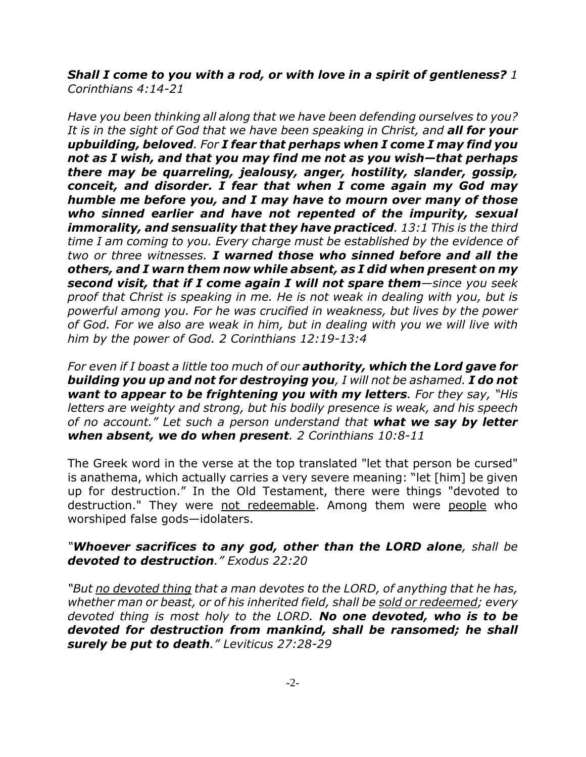***Shall I come to you with a rod, or with love in a spirit of gentleness?*** *1 Corinthians 4:14-21*

*Have you been thinking all along that we have been defending ourselves to you? It is in the sight of God that we have been speaking in Christ, and* ***all for your upbuilding, beloved****. For* ***I fear that perhaps when I come I may find you not as I wish, and that you may find me not as you wish—that perhaps there may be quarreling, jealousy, anger, hostility, slander, gossip, conceit, and disorder. I fear that when I come again my God may humble me before you, and I may have to mourn over many of those who sinned earlier and have not repented of the impurity, sexual immorality, and sensuality that they have practiced****. 13:1 This is the third time I am coming to you. Every charge must be established by the evidence of two or three witnesses.* ***I warned those who sinned before and all the others, and I warn them now while absent, as I did when present on my second visit, that if I come again I will not spare them****—since you seek proof that Christ is speaking in me. He is not weak in dealing with you, but is powerful among you. For he was crucified in weakness, but lives by the power of God. For we also are weak in him, but in dealing with you we will live with him by the power of God. 2 Corinthians 12:19-13:4*

*For even if I boast a little too much of our* ***authority, which the Lord gave for building you up and not for destroying you****, I will not be ashamed.* ***I do not want to appear to be frightening you with my letters****. For they say, "His letters are weighty and strong, but his bodily presence is weak, and his speech of no account." Let such a person understand that* ***what we say by letter when absent, we do when present****. 2 Corinthians 10:8-11*

The Greek word in the verse at the top translated "let that person be cursed" is anathema, which actually carries a very severe meaning: "let [him] be given up for destruction." In the Old Testament, there were things "devoted to destruction." They were <u>not redeemable</u>. Among them were <u>people</u> who worshiped false gods—idolaters.

*"****Whoever sacrifices to any god, other than the LORD alone****, shall be* ***devoted to destruction****." Exodus 22:20*

*"But <u>no devoted thing</u> that a man devotes to the LORD, of anything that he has, whether man or beast, or of his inherited field, shall be <u>sold or redeemed</u>; every devoted thing is most holy to the LORD.* ***No one devoted, who is to be devoted for destruction from mankind, shall be ransomed; he shall surely be put to death****." Leviticus 27:28-29*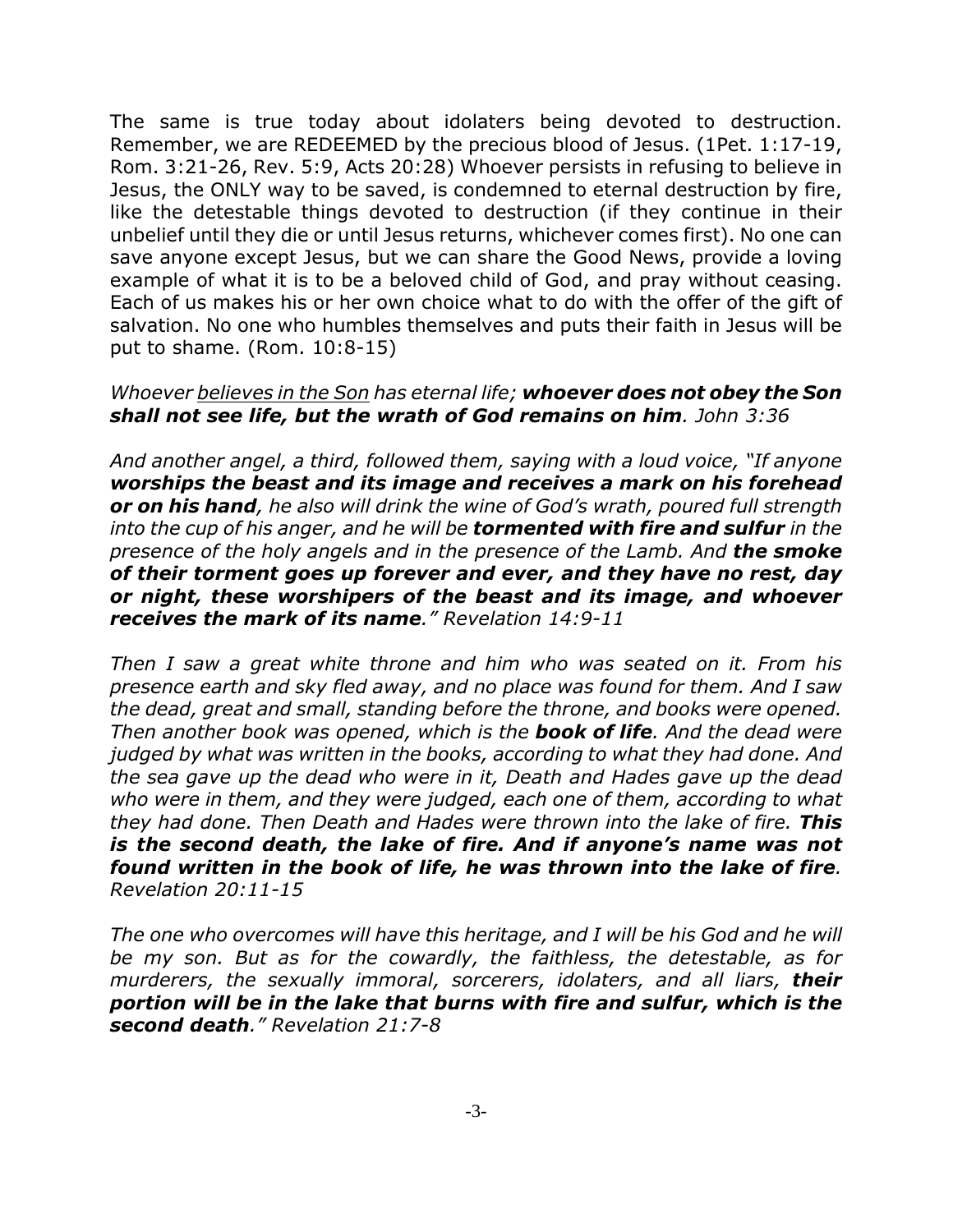The same is true today about idolaters being devoted to destruction. Remember, we are REDEEMED by the precious blood of Jesus. (1Pet. 1:17-19, Rom. 3:21-26, Rev. 5:9, Acts 20:28) Whoever persists in refusing to believe in Jesus, the ONLY way to be saved, is condemned to eternal destruction by fire, like the detestable things devoted to destruction (if they continue in their unbelief until they die or until Jesus returns, whichever comes first). No one can save anyone except Jesus, but we can share the Good News, provide a loving example of what it is to be a beloved child of God, and pray without ceasing. Each of us makes his or her own choice what to do with the offer of the gift of salvation. No one who humbles themselves and puts their faith in Jesus will be put to shame. (Rom. 10:8-15)

*Whoever <u>believes in the Son</u> has eternal life; **whoever does not obey the Son shall not see life, but the wrath of God remains on him**. John 3:36*

*And another angel, a third, followed them, saying with a loud voice, "If anyone **worships the beast and its image and receives a mark on his forehead or on his hand**, he also will drink the wine of God's wrath, poured full strength into the cup of his anger, and he will be **tormented with fire and sulfur** in the presence of the holy angels and in the presence of the Lamb. And **the smoke of their torment goes up forever and ever, and they have no rest, day or night, these worshipers of the beast and its image, and whoever receives the mark of its name**." Revelation 14:9-11*

*Then I saw a great white throne and him who was seated on it. From his presence earth and sky fled away, and no place was found for them. And I saw the dead, great and small, standing before the throne, and books were opened. Then another book was opened, which is the **book of life**. And the dead were judged by what was written in the books, according to what they had done. And the sea gave up the dead who were in it, Death and Hades gave up the dead who were in them, and they were judged, each one of them, according to what they had done. Then Death and Hades were thrown into the lake of fire. **This is the second death, the lake of fire. And if anyone's name was not found written in the book of life, he was thrown into the lake of fire**. Revelation 20:11-15*

*The one who overcomes will have this heritage, and I will be his God and he will be my son. But as for the cowardly, the faithless, the detestable, as for murderers, the sexually immoral, sorcerers, idolaters, and all liars, **their portion will be in the lake that burns with fire and sulfur, which is the second death**." Revelation 21:7-8*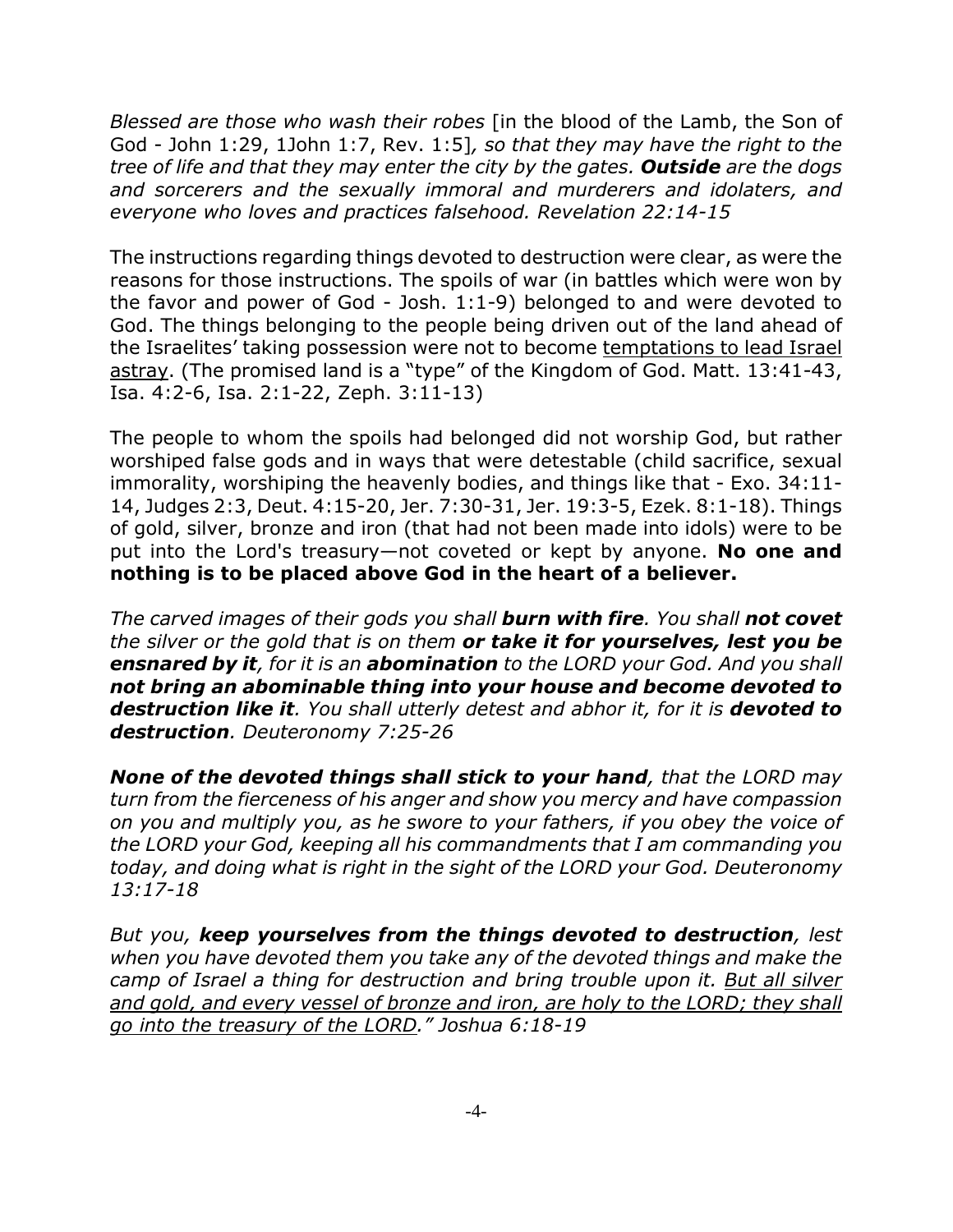*Blessed are those who wash their robes* [in the blood of the Lamb, the Son of God - John 1:29, 1John 1:7, Rev. 1:5]*, so that they may have the right to the tree of life and that they may enter the city by the gates. **Outside** are the dogs and sorcerers and the sexually immoral and murderers and idolaters, and everyone who loves and practices falsehood. Revelation 22:14-15*

The instructions regarding things devoted to destruction were clear, as were the reasons for those instructions. The spoils of war (in battles which were won by the favor and power of God - Josh. 1:1-9) belonged to and were devoted to God. The things belonging to the people being driven out of the land ahead of the Israelites' taking possession were not to become <u>temptations to lead Israel astray</u>. (The promised land is a "type" of the Kingdom of God. Matt. 13:41-43, Isa. 4:2-6, Isa. 2:1-22, Zeph. 3:11-13)

The people to whom the spoils had belonged did not worship God, but rather worshiped false gods and in ways that were detestable (child sacrifice, sexual immorality, worshiping the heavenly bodies, and things like that - Exo. 34:11-14, Judges 2:3, Deut. 4:15-20, Jer. 7:30-31, Jer. 19:3-5, Ezek. 8:1-18). Things of gold, silver, bronze and iron (that had not been made into idols) were to be put into the Lord's treasury—not coveted or kept by anyone. **No one and nothing is to be placed above God in the heart of a believer.**

*The carved images of their gods you shall **burn with fire**. You shall **not covet** the silver or the gold that is on them **or take it for yourselves, lest you be ensnared by it**, for it is an **abomination** to the LORD your God. And you shall **not bring an abominable thing into your house and become devoted to destruction like it**. You shall utterly detest and abhor it, for it is **devoted to destruction**. Deuteronomy 7:25-26*

***None of the devoted things shall stick to your hand**, that the LORD may turn from the fierceness of his anger and show you mercy and have compassion on you and multiply you, as he swore to your fathers, if you obey the voice of the LORD your God, keeping all his commandments that I am commanding you today, and doing what is right in the sight of the LORD your God. Deuteronomy 13:17-18*

*But you, **keep yourselves from the things devoted to destruction**, lest when you have devoted them you take any of the devoted things and make the camp of Israel a thing for destruction and bring trouble upon it. <u>But all silver and gold, and every vessel of bronze and iron, are holy to the LORD; they shall go into the treasury of the LORD</u>." Joshua 6:18-19*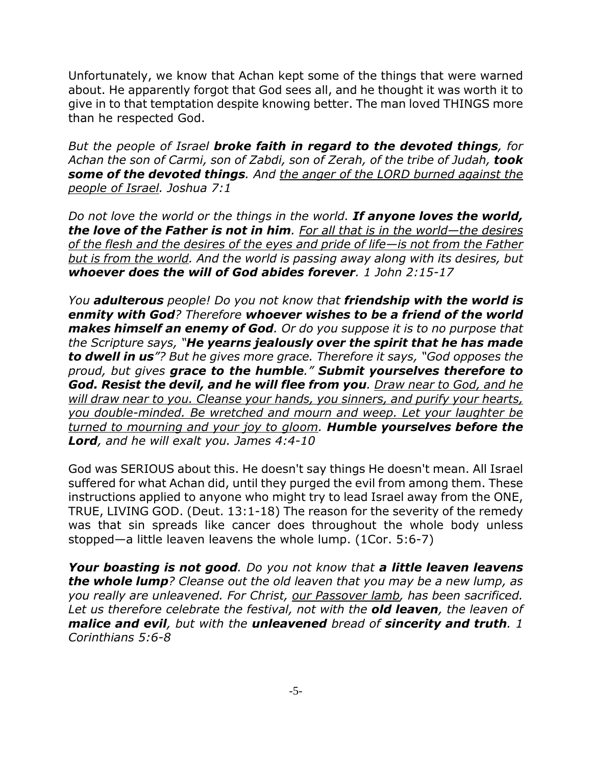Unfortunately, we know that Achan kept some of the things that were warned about. He apparently forgot that God sees all, and he thought it was worth it to give in to that temptation despite knowing better. The man loved THINGS more than he respected God.

*But the people of Israel* ***broke faith in regard to the devoted things****, for Achan the son of Carmi, son of Zabdi, son of Zerah, of the tribe of Judah,* ***took some of the devoted things****. And <u>the anger of the LORD burned against the people of Israel</u>. Joshua 7:1*

*Do not love the world or the things in the world.* ***If anyone loves the world, the love of the Father is not in him****. <u>For all that is in the world—the desires of the flesh and the desires of the eyes and pride of life—is not from the Father but is from the world</u>. And the world is passing away along with its desires, but* ***whoever does the will of God abides forever****. 1 John 2:15-17*

*You* ***adulterous*** *people! Do you not know that* ***friendship with the world is enmity with God****? Therefore* ***whoever wishes to be a friend of the world makes himself an enemy of God****. Or do you suppose it is to no purpose that the Scripture says, "****He yearns jealously over the spirit that he has made to dwell in us****"? But he gives more grace. Therefore it says, "God opposes the proud, but gives* ***grace to the humble****."* ***Submit yourselves therefore to God. Resist the devil, and he will flee from you****. <u>Draw near to God, and he will draw near to you. Cleanse your hands, you sinners, and purify your hearts, you double-minded. Be wretched and mourn and weep. Let your laughter be turned to mourning and your joy to gloom</u>.* ***Humble yourselves before the Lord****, and he will exalt you. James 4:4-10*

God was SERIOUS about this. He doesn't say things He doesn't mean. All Israel suffered for what Achan did, until they purged the evil from among them. These instructions applied to anyone who might try to lead Israel away from the ONE, TRUE, LIVING GOD. (Deut. 13:1-18) The reason for the severity of the remedy was that sin spreads like cancer does throughout the whole body unless stopped—a little leaven leavens the whole lump. (1Cor. 5:6-7)

***Your boasting is not good****. Do you not know that* ***a little leaven leavens the whole lump****? Cleanse out the old leaven that you may be a new lump, as you really are unleavened. For Christ, <u>our Passover lamb</u>, has been sacrificed. Let us therefore celebrate the festival, not with the* ***old leaven****, the leaven of* ***malice and evil****, but with the* ***unleavened*** *bread of* ***sincerity and truth****. 1 Corinthians 5:6-8*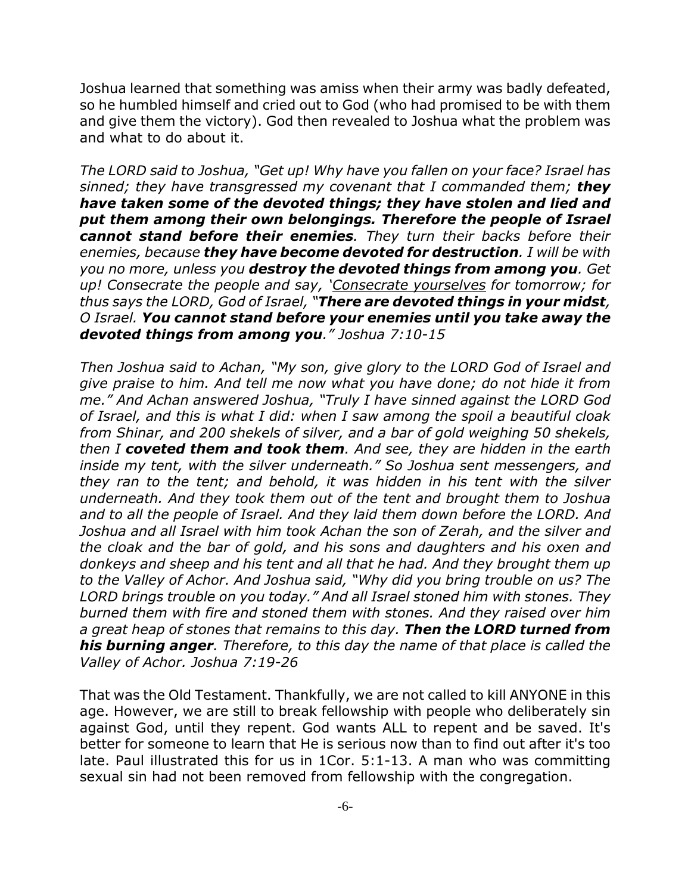Joshua learned that something was amiss when their army was badly defeated, so he humbled himself and cried out to God (who had promised to be with them and give them the victory). God then revealed to Joshua what the problem was and what to do about it.

*The LORD said to Joshua, "Get up! Why have you fallen on your face? Israel has sinned; they have transgressed my covenant that I commanded them;* ***they have taken some of the devoted things; they have stolen and lied and put them among their own belongings. Therefore the people of Israel cannot stand before their enemies****. They turn their backs before their enemies, because* ***they have become devoted for destruction****. I will be with you no more, unless you* ***destroy the devoted things from among you****. Get up! Consecrate the people and say, '<u>Consecrate yourselves</u> for tomorrow; for thus says the LORD, God of Israel, "****There are devoted things in your midst****, O Israel.* ***You cannot stand before your enemies until you take away the devoted things from among you****." Joshua 7:10-15*

*Then Joshua said to Achan, "My son, give glory to the LORD God of Israel and give praise to him. And tell me now what you have done; do not hide it from me." And Achan answered Joshua, "Truly I have sinned against the LORD God of Israel, and this is what I did: when I saw among the spoil a beautiful cloak from Shinar, and 200 shekels of silver, and a bar of gold weighing 50 shekels, then I* ***coveted them and took them****. And see, they are hidden in the earth inside my tent, with the silver underneath." So Joshua sent messengers, and they ran to the tent; and behold, it was hidden in his tent with the silver underneath. And they took them out of the tent and brought them to Joshua and to all the people of Israel. And they laid them down before the LORD. And Joshua and all Israel with him took Achan the son of Zerah, and the silver and the cloak and the bar of gold, and his sons and daughters and his oxen and donkeys and sheep and his tent and all that he had. And they brought them up to the Valley of Achor. And Joshua said, "Why did you bring trouble on us? The LORD brings trouble on you today." And all Israel stoned him with stones. They burned them with fire and stoned them with stones. And they raised over him a great heap of stones that remains to this day.* ***Then the LORD turned from his burning anger****. Therefore, to this day the name of that place is called the Valley of Achor. Joshua 7:19-26*

That was the Old Testament. Thankfully, we are not called to kill ANYONE in this age. However, we are still to break fellowship with people who deliberately sin against God, until they repent. God wants ALL to repent and be saved. It's better for someone to learn that He is serious now than to find out after it's too late. Paul illustrated this for us in 1Cor. 5:1-13. A man who was committing sexual sin had not been removed from fellowship with the congregation.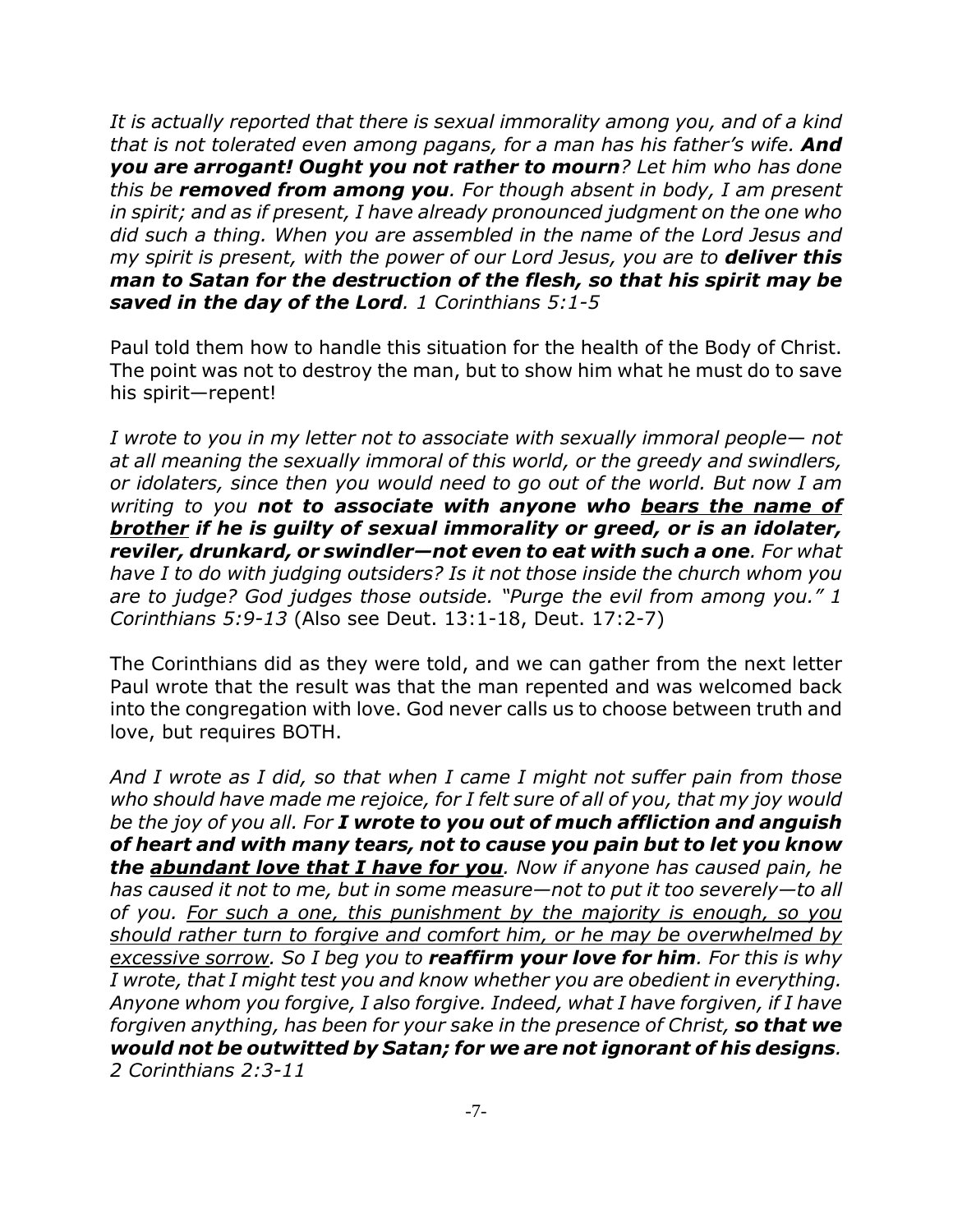*It is actually reported that there is sexual immorality among you, and of a kind that is not tolerated even among pagans, for a man has his father's wife.* ***And you are arrogant! Ought you not rather to mourn****? Let him who has done this be* ***removed from among you****. For though absent in body, I am present in spirit; and as if present, I have already pronounced judgment on the one who did such a thing. When you are assembled in the name of the Lord Jesus and my spirit is present, with the power of our Lord Jesus, you are to* ***deliver this man to Satan for the destruction of the flesh, so that his spirit may be saved in the day of the Lord****. 1 Corinthians 5:1-5*

Paul told them how to handle this situation for the health of the Body of Christ. The point was not to destroy the man, but to show him what he must do to save his spirit—repent!

*I wrote to you in my letter not to associate with sexually immoral people— not at all meaning the sexually immoral of this world, or the greedy and swindlers, or idolaters, since then you would need to go out of the world. But now I am writing to you* ***not to associate with anyone who <u>bears the name of brother</u> if he is guilty of sexual immorality or greed, or is an idolater, reviler, drunkard, or swindler—not even to eat with such a one****. For what have I to do with judging outsiders? Is it not those inside the church whom you are to judge? God judges those outside. "Purge the evil from among you." 1 Corinthians 5:9-13* (Also see Deut. 13:1-18, Deut. 17:2-7)

The Corinthians did as they were told, and we can gather from the next letter Paul wrote that the result was that the man repented and was welcomed back into the congregation with love. God never calls us to choose between truth and love, but requires BOTH.

*And I wrote as I did, so that when I came I might not suffer pain from those who should have made me rejoice, for I felt sure of all of you, that my joy would be the joy of you all. For* ***I wrote to you out of much affliction and anguish of heart and with many tears, not to cause you pain but to let you know the <u>abundant love that I have for you</u>****. Now if anyone has caused pain, he has caused it not to me, but in some measure—not to put it too severely—to all of you. <u>For such a one, this punishment by the majority is enough, so you should rather turn to forgive and comfort him, or he may be overwhelmed by excessive sorrow</u>. So I beg you to* ***reaffirm your love for him****. For this is why I wrote, that I might test you and know whether you are obedient in everything. Anyone whom you forgive, I also forgive. Indeed, what I have forgiven, if I have forgiven anything, has been for your sake in the presence of Christ,* ***so that we would not be outwitted by Satan; for we are not ignorant of his designs****. 2 Corinthians 2:3-11*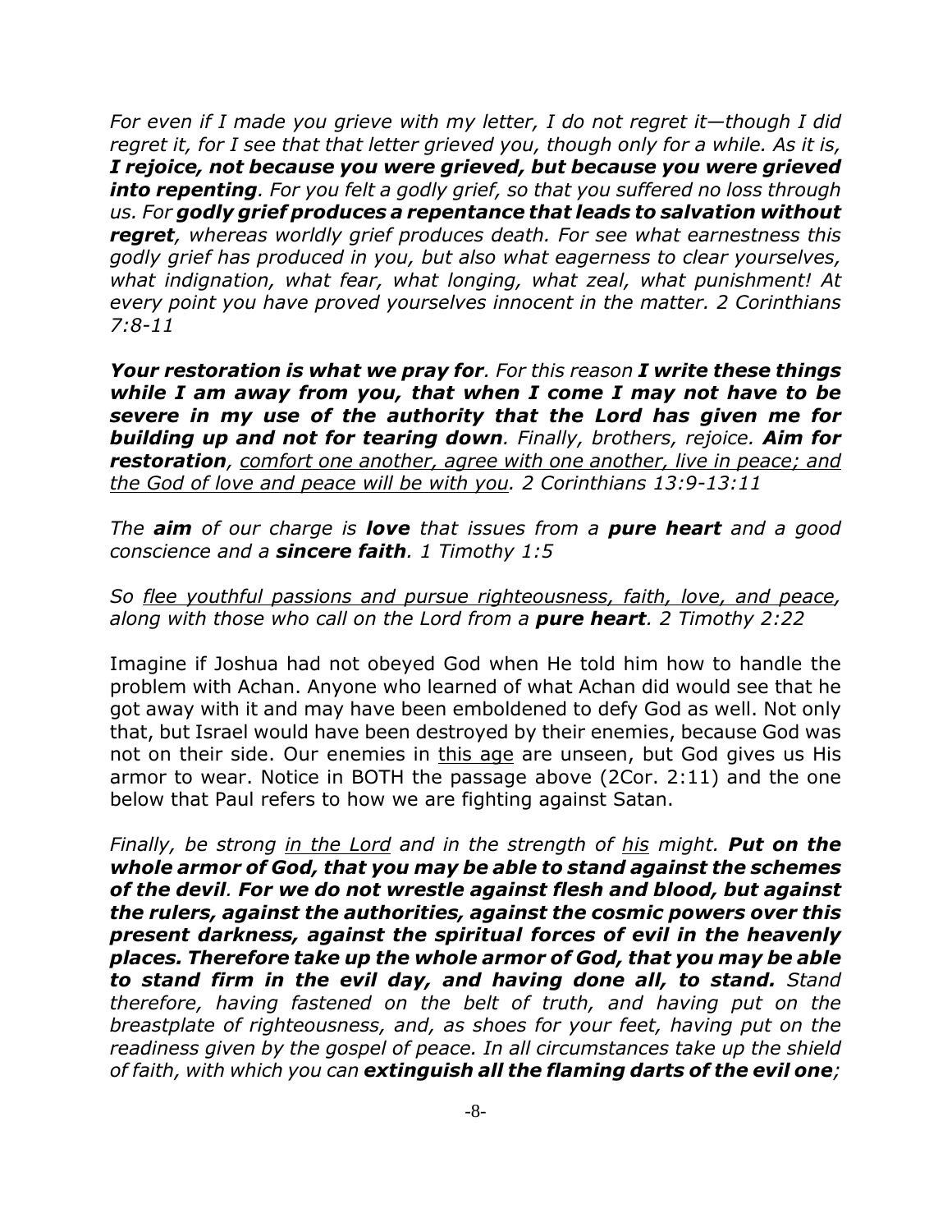*For even if I made you grieve with my letter, I do not regret it—though I did regret it, for I see that that letter grieved you, though only for a while. As it is,* ***I rejoice, not because you were grieved, but because you were grieved into repenting****. For you felt a godly grief, so that you suffered no loss through us. For* ***godly grief produces a repentance that leads to salvation without regret****, whereas worldly grief produces death. For see what earnestness this godly grief has produced in you, but also what eagerness to clear yourselves, what indignation, what fear, what longing, what zeal, what punishment! At every point you have proved yourselves innocent in the matter. 2 Corinthians 7:8-11*

***Your restoration is what we pray for****. For this reason* ***I write these things while I am away from you, that when I come I may not have to be severe in my use of the authority that the Lord has given me for building up and not for tearing down****. Finally, brothers, rejoice.* ***Aim for restoration****, <u>comfort one another, agree with one another, live in peace; and the God of love and peace will be with you</u>. 2 Corinthians 13:9-13:11*

*The* ***aim*** *of our charge is* ***love*** *that issues from a* ***pure heart*** *and a good conscience and a* ***sincere faith****. 1 Timothy 1:5*

*So <u>flee youthful passions and pursue righteousness, faith, love, and peace</u>, along with those who call on the Lord from a* ***pure heart****. 2 Timothy 2:22*

Imagine if Joshua had not obeyed God when He told him how to handle the problem with Achan. Anyone who learned of what Achan did would see that he got away with it and may have been emboldened to defy God as well. Not only that, but Israel would have been destroyed by their enemies, because God was not on their side. Our enemies in <u>this age</u> are unseen, but God gives us His armor to wear. Notice in BOTH the passage above (2Cor. 2:11) and the one below that Paul refers to how we are fighting against Satan.

*Finally, be strong <u>in the Lord</u> and in the strength of <u>his</u> might.* ***Put on the whole armor of God, that you may be able to stand against the schemes of the devil****.* ***For we do not wrestle against flesh and blood, but against the rulers, against the authorities, against the cosmic powers over this present darkness, against the spiritual forces of evil in the heavenly places. Therefore take up the whole armor of God, that you may be able to stand firm in the evil day, and having done all, to stand.*** *Stand therefore, having fastened on the belt of truth, and having put on the breastplate of righteousness, and, as shoes for your feet, having put on the readiness given by the gospel of peace. In all circumstances take up the shield of faith, with which you can* ***extinguish all the flaming darts of the evil one****;*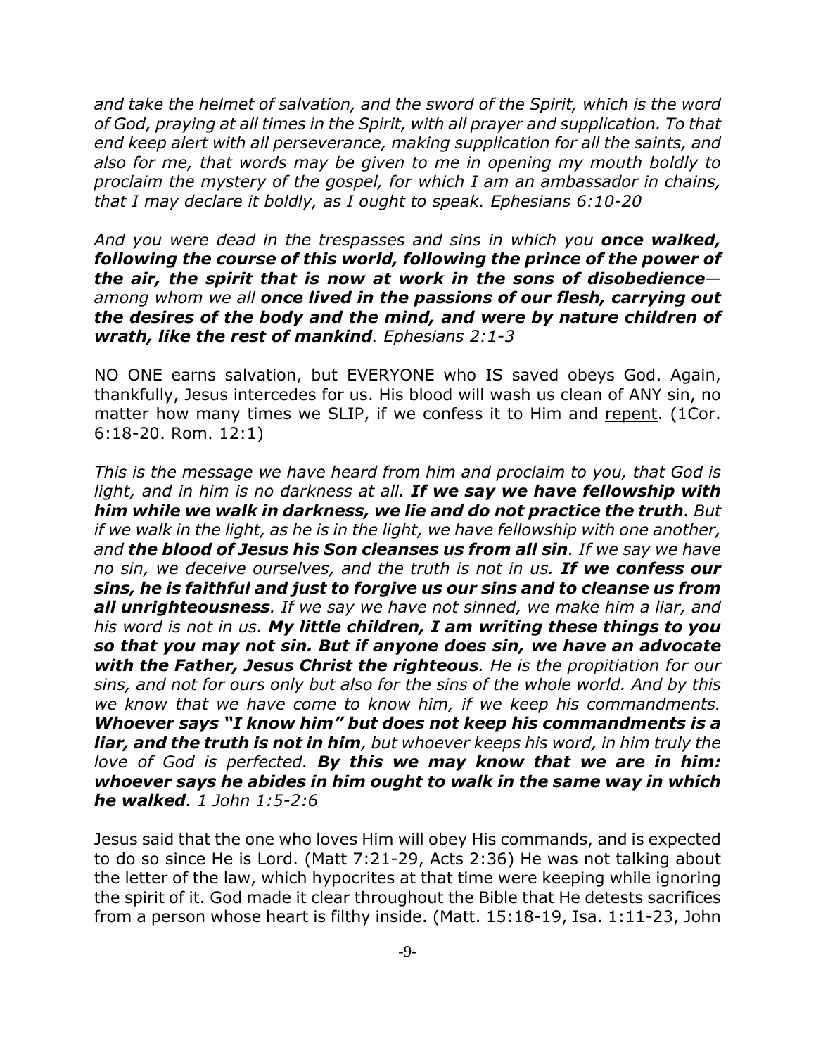*and take the helmet of salvation, and the sword of the Spirit, which is the word of God, praying at all times in the Spirit, with all prayer and supplication. To that end keep alert with all perseverance, making supplication for all the saints, and also for me, that words may be given to me in opening my mouth boldly to proclaim the mystery of the gospel, for which I am an ambassador in chains, that I may declare it boldly, as I ought to speak. Ephesians 6:10-20*

*And you were dead in the trespasses and sins in which you* ***once walked, following the course of this world, following the prince of the power of the air, the spirit that is now at work in the sons of disobedience****— among whom we all* ***once lived in the passions of our flesh, carrying out the desires of the body and the mind, and were by nature children of wrath, like the rest of mankind****. Ephesians 2:1-3*

NO ONE earns salvation, but EVERYONE who IS saved obeys God. Again, thankfully, Jesus intercedes for us. His blood will wash us clean of ANY sin, no matter how many times we SLIP, if we confess it to Him and <u>repent</u>. (1Cor. 6:18-20. Rom. 12:1)

*This is the message we have heard from him and proclaim to you, that God is light, and in him is no darkness at all.* ***If we say we have fellowship with him while we walk in darkness, we lie and do not practice the truth****. But if we walk in the light, as he is in the light, we have fellowship with one another, and* ***the blood of Jesus his Son cleanses us from all sin****. If we say we have no sin, we deceive ourselves, and the truth is not in us.* ***If we confess our sins, he is faithful and just to forgive us our sins and to cleanse us from all unrighteousness****. If we say we have not sinned, we make him a liar, and his word is not in us.* ***My little children, I am writing these things to you so that you may not sin. But if anyone does sin, we have an advocate with the Father, Jesus Christ the righteous****. He is the propitiation for our sins, and not for ours only but also for the sins of the whole world. And by this we know that we have come to know him, if we keep his commandments.* ***Whoever says "I know him" but does not keep his commandments is a liar, and the truth is not in him****, but whoever keeps his word, in him truly the love of God is perfected.* ***By this we may know that we are in him: whoever says he abides in him ought to walk in the same way in which he walked****. 1 John 1:5-2:6*

Jesus said that the one who loves Him will obey His commands, and is expected to do so since He is Lord. (Matt 7:21-29, Acts 2:36) He was not talking about the letter of the law, which hypocrites at that time were keeping while ignoring the spirit of it. God made it clear throughout the Bible that He detests sacrifices from a person whose heart is filthy inside. (Matt. 15:18-19, Isa. 1:11-23, John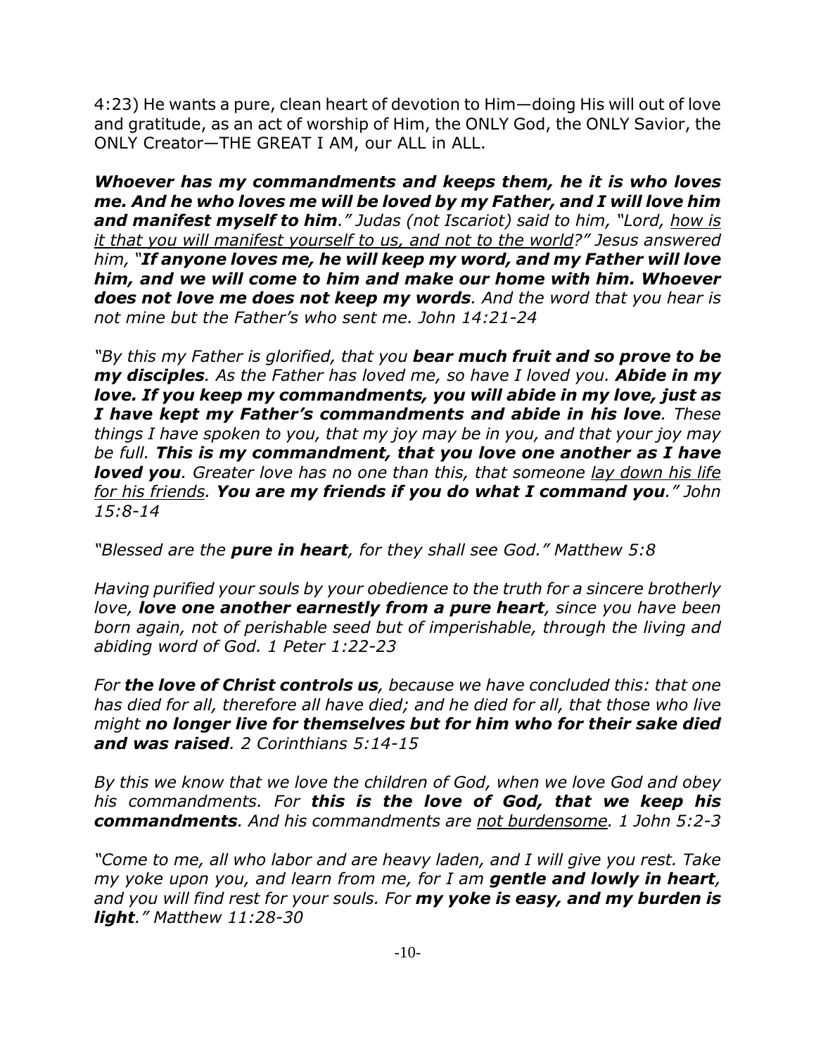4:23) He wants a pure, clean heart of devotion to Him—doing His will out of love and gratitude, as an act of worship of Him, the ONLY God, the ONLY Savior, the ONLY Creator—THE GREAT I AM, our ALL in ALL.

***Whoever has my commandments and keeps them, he it is who loves me. And he who loves me will be loved by my Father, and I will love him and manifest myself to him****." Judas (not Iscariot) said to him, "Lord, <u>how is it that you will manifest yourself to us, and not to the world</u>?" Jesus answered him, "****If anyone loves me, he will keep my word, and my Father will love him, and we will come to him and make our home with him. Whoever does not love me does not keep my words****. And the word that you hear is not mine but the Father's who sent me. John 14:21-24*

*"By this my Father is glorified, that you* ***bear much fruit and so prove to be my disciples****. As the Father has loved me, so have I loved you.* ***Abide in my love. If you keep my commandments, you will abide in my love, just as I have kept my Father's commandments and abide in his love****. These things I have spoken to you, that my joy may be in you, and that your joy may be full.* ***This is my commandment, that you love one another as I have loved you****. Greater love has no one than this, that someone <u>lay down his life for his friends</u>.* ***You are my friends if you do what I command you****." John 15:8-14*

*"Blessed are the* ***pure in heart****, for they shall see God." Matthew 5:8*

*Having purified your souls by your obedience to the truth for a sincere brotherly love,* ***love one another earnestly from a pure heart****, since you have been born again, not of perishable seed but of imperishable, through the living and abiding word of God. 1 Peter 1:22-23*

*For* ***the love of Christ controls us****, because we have concluded this: that one has died for all, therefore all have died; and he died for all, that those who live might* ***no longer live for themselves but for him who for their sake died and was raised****. 2 Corinthians 5:14-15*

*By this we know that we love the children of God, when we love God and obey his commandments. For* ***this is the love of God, that we keep his commandments****. And his commandments are <u>not burdensome</u>. 1 John 5:2-3*

*"Come to me, all who labor and are heavy laden, and I will give you rest. Take my yoke upon you, and learn from me, for I am* ***gentle and lowly in heart****, and you will find rest for your souls. For* ***my yoke is easy, and my burden is light****." Matthew 11:28-30*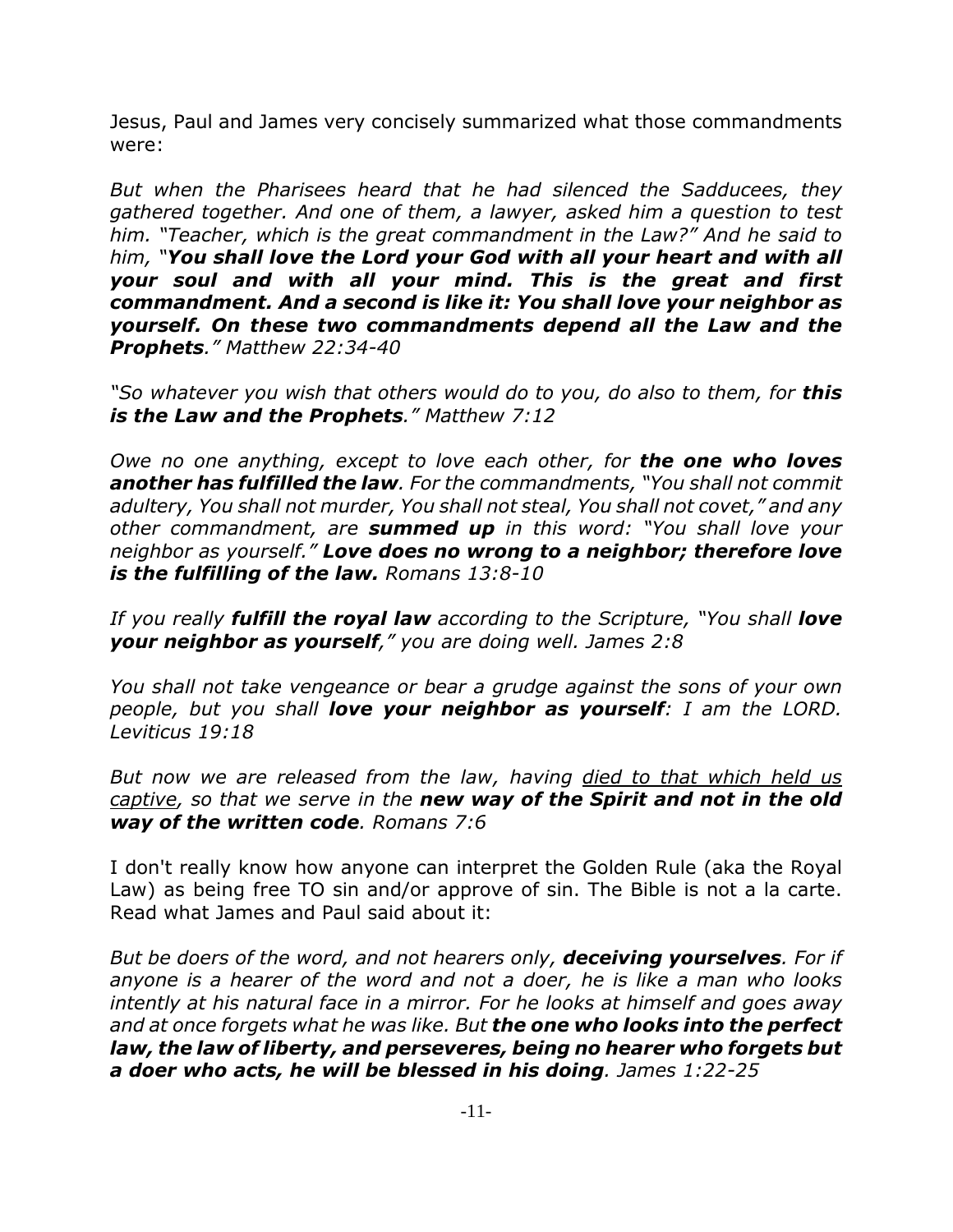Jesus, Paul and James very concisely summarized what those commandments were:

*But when the Pharisees heard that he had silenced the Sadducees, they gathered together. And one of them, a lawyer, asked him a question to test him. "Teacher, which is the great commandment in the Law?" And he said to him, "**You shall love the Lord your God with all your heart and with all your soul and with all your mind. This is the great and first commandment. And a second is like it: You shall love your neighbor as yourself. On these two commandments depend all the Law and the Prophets**." Matthew 22:34-40*

*"So whatever you wish that others would do to you, do also to them, for **this is the Law and the Prophets**." Matthew 7:12*

*Owe no one anything, except to love each other, for **the one who loves another has fulfilled the law**. For the commandments, "You shall not commit adultery, You shall not murder, You shall not steal, You shall not covet," and any other commandment, are **summed up** in this word: "You shall love your neighbor as yourself." **Love does no wrong to a neighbor; therefore love is the fulfilling of the law.** Romans 13:8-10*

*If you really **fulfill the royal law** according to the Scripture, "You shall **love your neighbor as yourself**," you are doing well. James 2:8*

*You shall not take vengeance or bear a grudge against the sons of your own people, but you shall **love your neighbor as yourself**: I am the LORD. Leviticus 19:18*

*But now we are released from the law, having <u>died to that which held us captive</u>, so that we serve in the **new way of the Spirit and not in the old way of the written code**. Romans 7:6*

I don't really know how anyone can interpret the Golden Rule (aka the Royal Law) as being free TO sin and/or approve of sin. The Bible is not a la carte. Read what James and Paul said about it:

*But be doers of the word, and not hearers only, **deceiving yourselves**. For if anyone is a hearer of the word and not a doer, he is like a man who looks intently at his natural face in a mirror. For he looks at himself and goes away and at once forgets what he was like. But **the one who looks into the perfect law, the law of liberty, and perseveres, being no hearer who forgets but a doer who acts, he will be blessed in his doing**. James 1:22-25*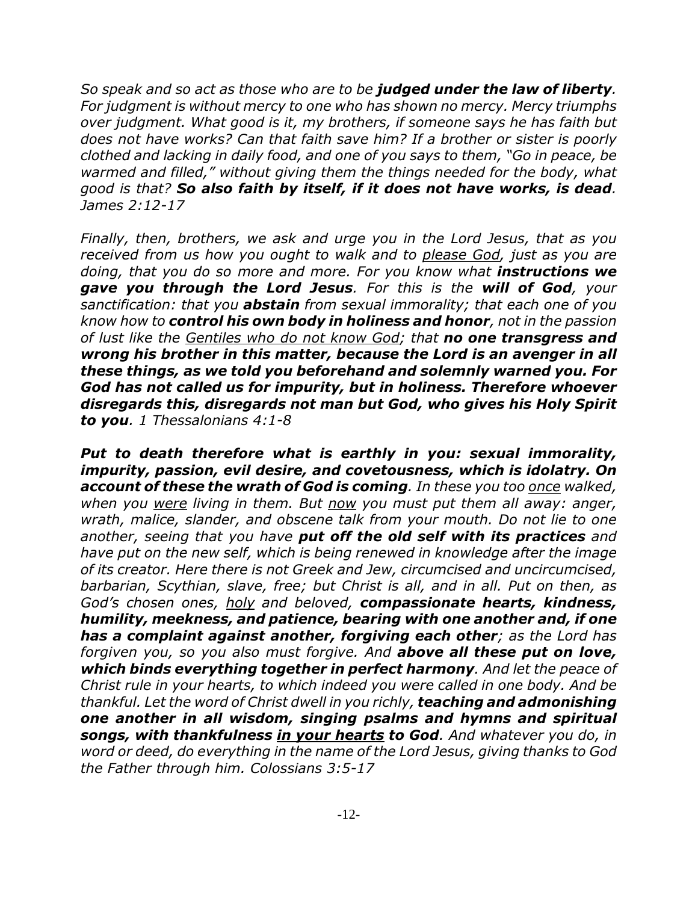*So speak and so act as those who are to be* ***judged under the law of liberty****. For judgment is without mercy to one who has shown no mercy. Mercy triumphs over judgment. What good is it, my brothers, if someone says he has faith but does not have works? Can that faith save him? If a brother or sister is poorly clothed and lacking in daily food, and one of you says to them, "Go in peace, be warmed and filled," without giving them the things needed for the body, what good is that?* ***So also faith by itself, if it does not have works, is dead****. James 2:12-17*

*Finally, then, brothers, we ask and urge you in the Lord Jesus, that as you received from us how you ought to walk and to <u>please God</u>, just as you are doing, that you do so more and more. For you know what* ***instructions we gave you through the Lord Jesus****. For this is the* ***will of God****, your sanctification: that you* ***abstain*** *from sexual immorality; that each one of you know how to* ***control his own body in holiness and honor****, not in the passion of lust like the <u>Gentiles who do not know God</u>; that* ***no one transgress and wrong his brother in this matter, because the Lord is an avenger in all these things, as we told you beforehand and solemnly warned you. For God has not called us for impurity, but in holiness. Therefore whoever disregards this, disregards not man but God, who gives his Holy Spirit to you****. 1 Thessalonians 4:1-8*

***Put to death therefore what is earthly in you: sexual immorality, impurity, passion, evil desire, and covetousness, which is idolatry. On account of these the wrath of God is coming****. In these you too <u>once</u> walked, when you <u>were</u> living in them. But <u>now</u> you must put them all away: anger, wrath, malice, slander, and obscene talk from your mouth. Do not lie to one another, seeing that you have* ***put off the old self with its practices*** *and have put on the new self, which is being renewed in knowledge after the image of its creator. Here there is not Greek and Jew, circumcised and uncircumcised, barbarian, Scythian, slave, free; but Christ is all, and in all. Put on then, as God's chosen ones, <u>holy</u> and beloved,* ***compassionate hearts, kindness, humility, meekness, and patience, bearing with one another and, if one has a complaint against another, forgiving each other****; as the Lord has forgiven you, so you also must forgive. And* ***above all these put on love, which binds everything together in perfect harmony****. And let the peace of Christ rule in your hearts, to which indeed you were called in one body. And be thankful. Let the word of Christ dwell in you richly,* ***teaching and admonishing one another in all wisdom, singing psalms and hymns and spiritual songs, with thankfulness <u>in your hearts</u> to God****. And whatever you do, in word or deed, do everything in the name of the Lord Jesus, giving thanks to God the Father through him. Colossians 3:5-17*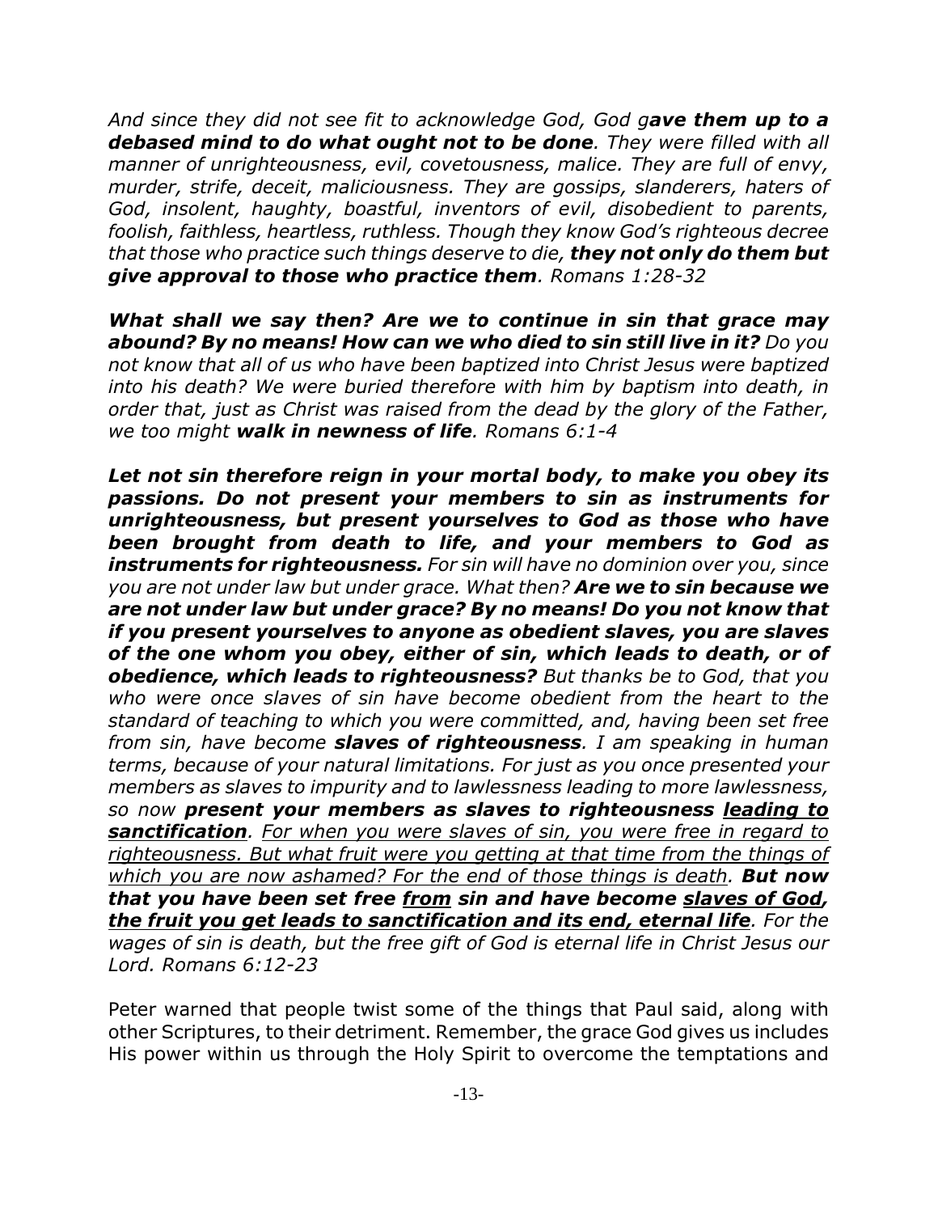*And since they did not see fit to acknowledge God, God g**ave them up to a debased mind to do what ought not to be done**. They were filled with all manner of unrighteousness, evil, covetousness, malice. They are full of envy, murder, strife, deceit, maliciousness. They are gossips, slanderers, haters of God, insolent, haughty, boastful, inventors of evil, disobedient to parents, foolish, faithless, heartless, ruthless. Though they know God's righteous decree that those who practice such things deserve to die, **they not only do them but give approval to those who practice them**. Romans 1:28-32*

***What shall we say then? Are we to continue in sin that grace may abound? By no means! How can we who died to sin still live in it?** Do you not know that all of us who have been baptized into Christ Jesus were baptized into his death? We were buried therefore with him by baptism into death, in order that, just as Christ was raised from the dead by the glory of the Father, we too might **walk in newness of life**. Romans 6:1-4*

***Let not sin therefore reign in your mortal body, to make you obey its passions. Do not present your members to sin as instruments for unrighteousness, but present yourselves to God as those who have been brought from death to life, and your members to God as instruments for righteousness.** For sin will have no dominion over you, since you are not under law but under grace. What then? **Are we to sin because we are not under law but under grace? By no means! Do you not know that if you present yourselves to anyone as obedient slaves, you are slaves of the one whom you obey, either of sin, which leads to death, or of obedience, which leads to righteousness?** But thanks be to God, that you who were once slaves of sin have become obedient from the heart to the standard of teaching to which you were committed, and, having been set free from sin, have become **slaves of righteousness**. I am speaking in human terms, because of your natural limitations. For just as you once presented your members as slaves to impurity and to lawlessness leading to more lawlessness, so now **present your members as slaves to righteousness <u>leading to sanctification</u>**. <u>For when you were slaves of sin, you were free in regard to righteousness. But what fruit were you getting at that time from the things of which you are now ashamed? For the end of those things is death</u>. **But now that you have been set free <u>from</u> sin and have become <u>slaves of God</u>, <u>the fruit you get leads to sanctification and its end, eternal life</u>**. For the wages of sin is death, but the free gift of God is eternal life in Christ Jesus our Lord. Romans 6:12-23*

Peter warned that people twist some of the things that Paul said, along with other Scriptures, to their detriment. Remember, the grace God gives us includes His power within us through the Holy Spirit to overcome the temptations and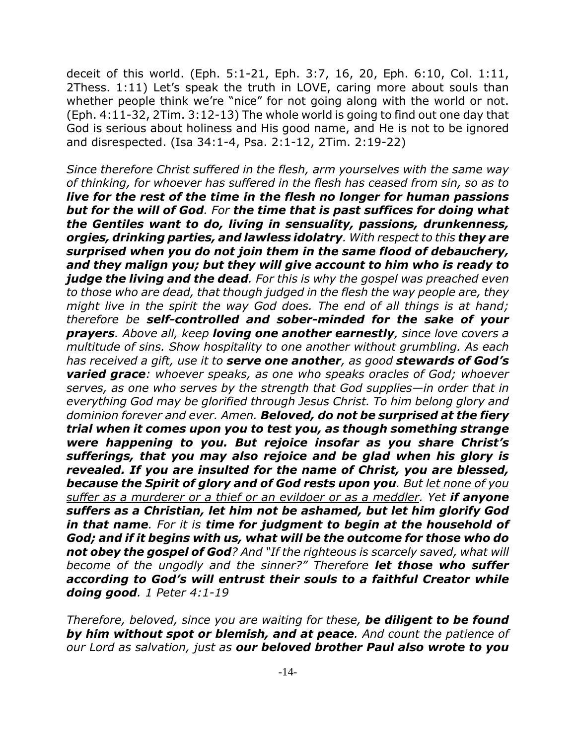deceit of this world. (Eph. 5:1-21, Eph. 3:7, 16, 20, Eph. 6:10, Col. 1:11, 2Thess. 1:11) Let's speak the truth in LOVE, caring more about souls than whether people think we're "nice" for not going along with the world or not. (Eph. 4:11-32, 2Tim. 3:12-13) The whole world is going to find out one day that God is serious about holiness and His good name, and He is not to be ignored and disrespected. (Isa 34:1-4, Psa. 2:1-12, 2Tim. 2:19-22)

*Since therefore Christ suffered in the flesh, arm yourselves with the same way of thinking, for whoever has suffered in the flesh has ceased from sin, so as to* ***live for the rest of the time in the flesh no longer for human passions but for the will of God****. For* ***the time that is past suffices for doing what the Gentiles want to do, living in sensuality, passions, drunkenness, orgies, drinking parties, and lawless idolatry****. With respect to this* ***they are surprised when you do not join them in the same flood of debauchery, and they malign you; but they will give account to him who is ready to judge the living and the dead****. For this is why the gospel was preached even to those who are dead, that though judged in the flesh the way people are, they might live in the spirit the way God does. The end of all things is at hand; therefore be* ***self-controlled and sober-minded for the sake of your prayers****. Above all, keep* ***loving one another earnestly****, since love covers a multitude of sins. Show hospitality to one another without grumbling. As each has received a gift, use it to* ***serve one another****, as good* ***stewards of God's varied grace****: whoever speaks, as one who speaks oracles of God; whoever serves, as one who serves by the strength that God supplies—in order that in everything God may be glorified through Jesus Christ. To him belong glory and dominion forever and ever. Amen.* ***Beloved, do not be surprised at the fiery trial when it comes upon you to test you, as though something strange were happening to you. But rejoice insofar as you share Christ's sufferings, that you may also rejoice and be glad when his glory is revealed. If you are insulted for the name of Christ, you are blessed, because the Spirit of glory and of God rests upon you****. But <u>let none of you suffer as a murderer or a thief or an evildoer or as a meddler</u>. Yet* ***if anyone suffers as a Christian, let him not be ashamed, but let him glorify God in that name****. For it is* ***time for judgment to begin at the household of God; and if it begins with us, what will be the outcome for those who do not obey the gospel of God****? And "If the righteous is scarcely saved, what will become of the ungodly and the sinner?" Therefore* ***let those who suffer according to God's will entrust their souls to a faithful Creator while doing good****. 1 Peter 4:1-19*

*Therefore, beloved, since you are waiting for these,* ***be diligent to be found by him without spot or blemish, and at peace****. And count the patience of our Lord as salvation, just as* ***our beloved brother Paul also wrote to you***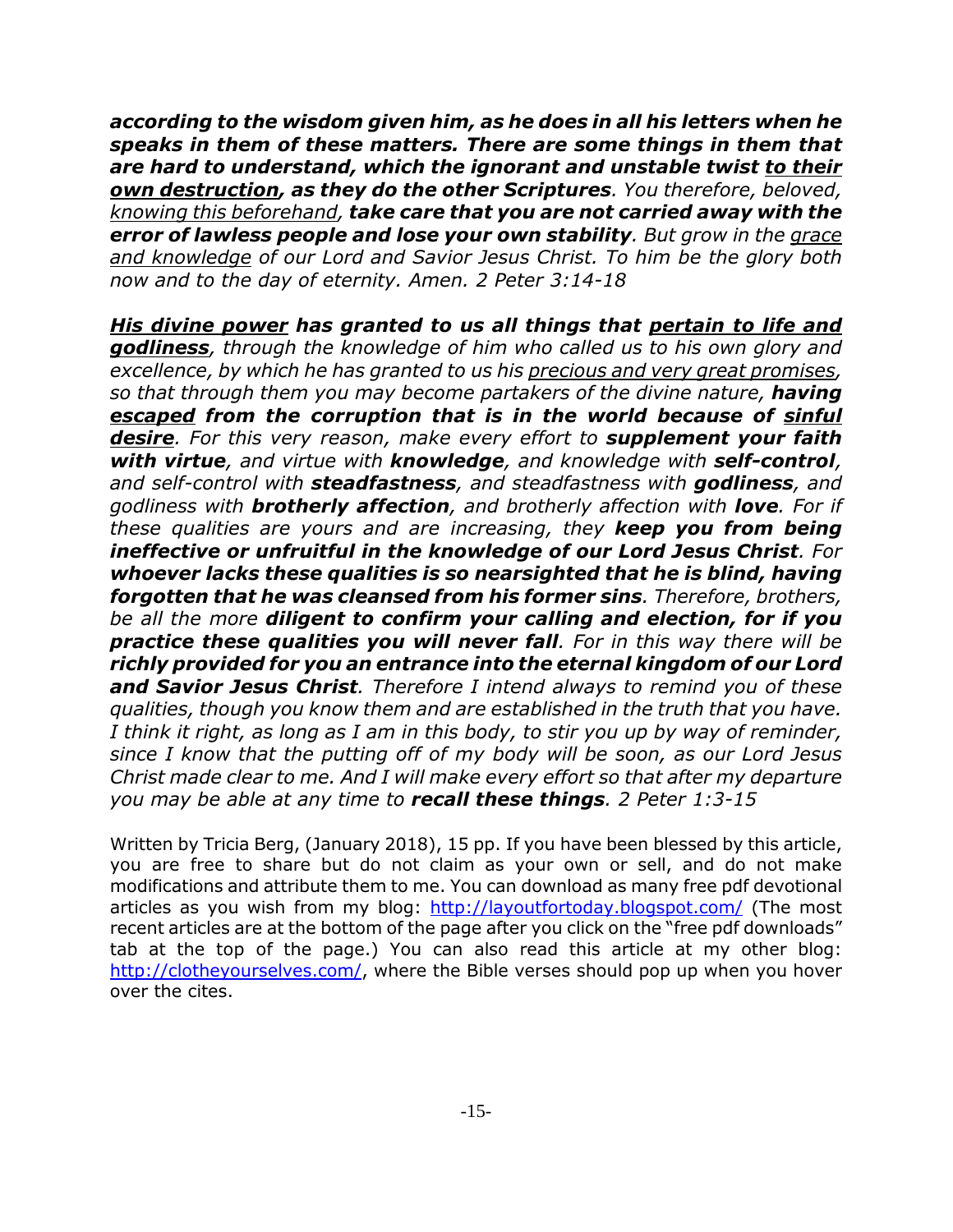***according to the wisdom given him, as he does in all his letters when he speaks in them of these matters. There are some things in them that are hard to understand, which the ignorant and unstable twist <u>to their own destruction</u>, as they do the other Scriptures****. You therefore, beloved, <u>knowing this beforehand</u>,* ***take care that you are not carried away with the error of lawless people and lose your own stability****. But grow in the <u>grace and knowledge</u> of our Lord and Savior Jesus Christ. To him be the glory both now and to the day of eternity. Amen. 2 Peter 3:14-18*

***<u>His divine power</u> has granted to us all things that <u>pertain to life and godliness</u>****, through the knowledge of him who called us to his own glory and excellence, by which he has granted to us his <u>precious and very great promises</u>, so that through them you may become partakers of the divine nature,* ***having <u>escaped</u> from the corruption that is in the world because of <u>sinful desire</u>****. For this very reason, make every effort to* ***supplement your faith with virtue****, and virtue with* ***knowledge****, and knowledge with* ***self-control****, and self-control with* ***steadfastness****, and steadfastness with* ***godliness****, and godliness with* ***brotherly affection****, and brotherly affection with* ***love****. For if these qualities are yours and are increasing, they* ***keep you from being ineffective or unfruitful in the knowledge of our Lord Jesus Christ****. For* ***whoever lacks these qualities is so nearsighted that he is blind, having forgotten that he was cleansed from his former sins****. Therefore, brothers, be all the more* ***diligent to confirm your calling and election, for if you practice these qualities you will never fall****. For in this way there will be* ***richly provided for you an entrance into the eternal kingdom of our Lord and Savior Jesus Christ****. Therefore I intend always to remind you of these qualities, though you know them and are established in the truth that you have. I think it right, as long as I am in this body, to stir you up by way of reminder, since I know that the putting off of my body will be soon, as our Lord Jesus Christ made clear to me. And I will make every effort so that after my departure you may be able at any time to* ***recall these things****. 2 Peter 1:3-15*

Written by Tricia Berg, (January 2018), 15 pp. If you have been blessed by this article, you are free to share but do not claim as your own or sell, and do not make modifications and attribute them to me. You can download as many free pdf devotional articles as you wish from my blog: http://layoutfortoday.blogspot.com/ (The most recent articles are at the bottom of the page after you click on the "free pdf downloads" tab at the top of the page.) You can also read this article at my other blog: http://clotheyourselves.com/, where the Bible verses should pop up when you hover over the cites.